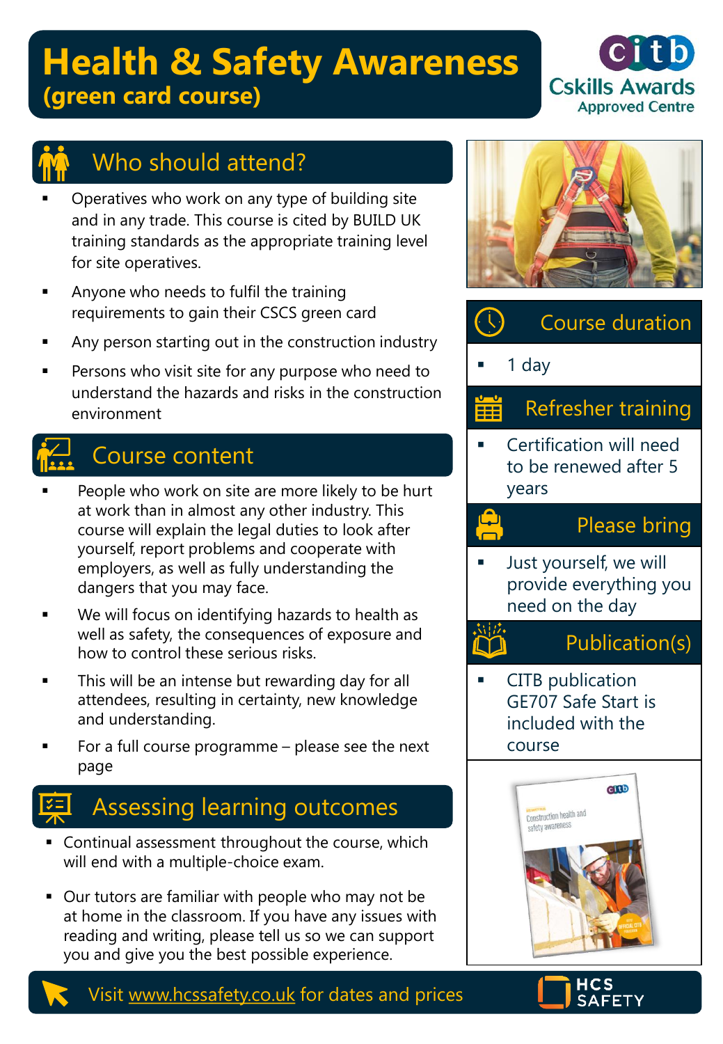# Health & Safety Awareness
## (green card course)

CITB Cskills Awards Approved Centre

## Who should attend?

- Operatives who work on any type of building site and in any trade. This course is cited by BUILD UK training standards as the appropriate training level for site operatives.
- Anyone who needs to fulfil the training requirements to gain their CSCS green card
- Any person starting out in the construction industry
- Persons who visit site for any purpose who need to understand the hazards and risks in the construction environment

## Course content

- People who work on site are more likely to be hurt at work than in almost any other industry. This course will explain the legal duties to look after yourself, report problems and cooperate with employers, as well as fully understanding the dangers that you may face.
- We will focus on identifying hazards to health as well as safety, the consequences of exposure and how to control these serious risks.
- This will be an intense but rewarding day for all attendees, resulting in certainty, new knowledge and understanding.
- For a full course programme – please see the next page

## Assessing learning outcomes

- Continual assessment throughout the course, which will end with a multiple-choice exam.
- Our tutors are familiar with people who may not be at home in the classroom. If you have any issues with reading and writing, please tell us so we can support you and give you the best possible experience.

## Course duration

- 1 day

## Refresher training

- Certification will need to be renewed after 5 years

## Please bring

- Just yourself, we will provide everything you need on the day

## Publication(s)

- CITB publication GE707 Safe Start is included with the course

Visit www.hcssafety.co.uk for dates and prices

HCS SAFETY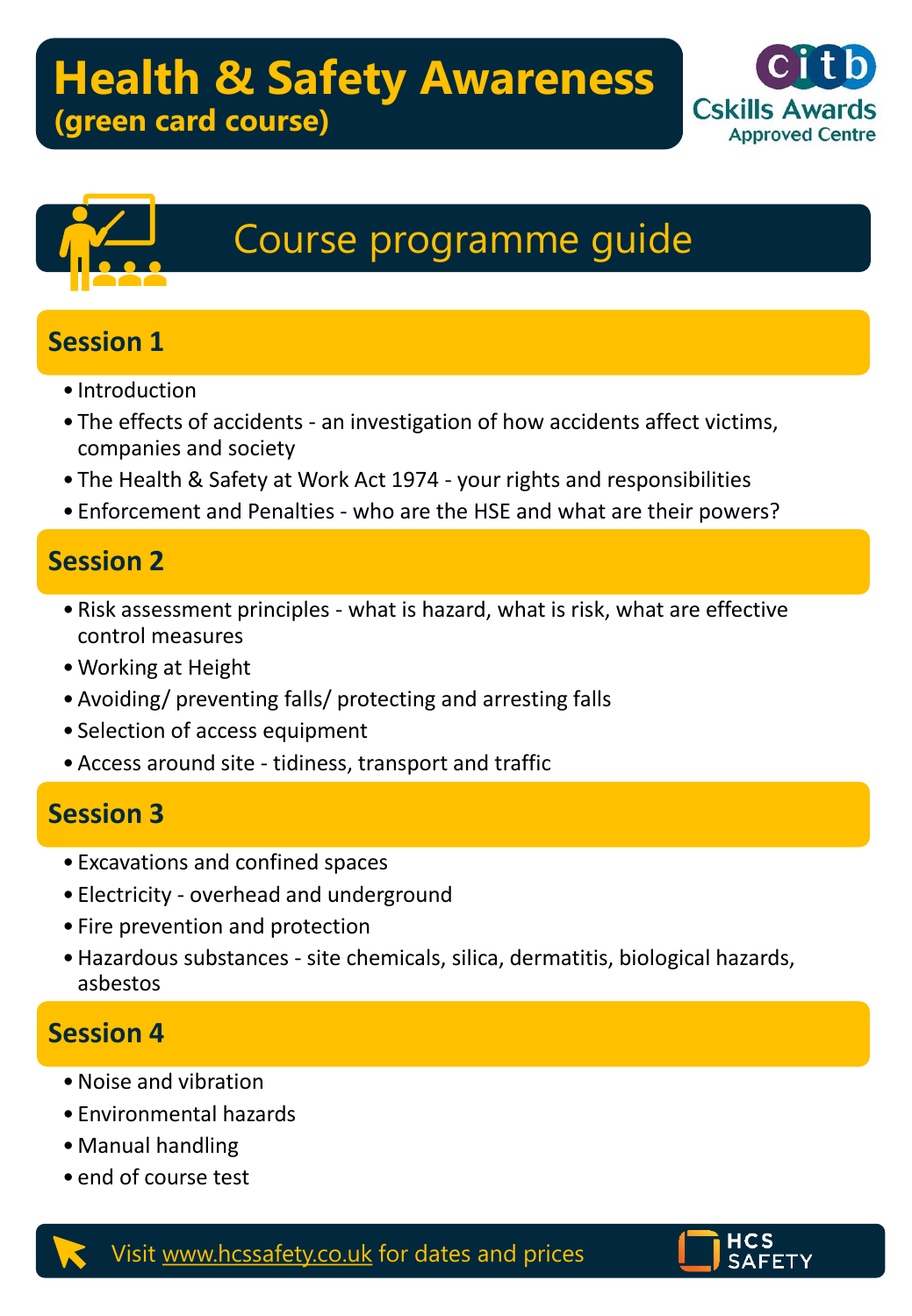# Health & Safety Awareness
## (green card course)

citb Cskills Awards Approved Centre

## Course programme guide

### Session 1

- Introduction
- The effects of accidents - an investigation of how accidents affect victims, companies and society
- The Health & Safety at Work Act 1974 - your rights and responsibilities
- Enforcement and Penalties - who are the HSE and what are their powers?

### Session 2

- Risk assessment principles - what is hazard, what is risk, what are effective control measures
- Working at Height
- Avoiding/ preventing falls/ protecting and arresting falls
- Selection of access equipment
- Access around site - tidiness, transport and traffic

### Session 3

- Excavations and confined spaces
- Electricity - overhead and underground
- Fire prevention and protection
- Hazardous substances - site chemicals, silica, dermatitis, biological hazards, asbestos

### Session 4

- Noise and vibration
- Environmental hazards
- Manual handling
- end of course test

Visit [www.hcssafety.co.uk](http://www.hcssafety.co.uk) for dates and prices

HCS SAFETY